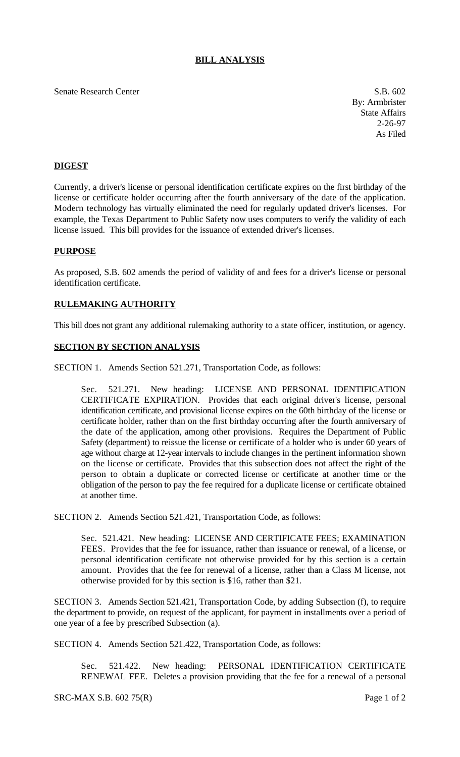# BILL ANALYSIS

Senate Research Center

S.B. 602
By: Armbrister
State Affairs
2-26-97
As Filed

## DIGEST

Currently, a driver's license or personal identification certificate expires on the first birthday of the license or certificate holder occurring after the fourth anniversary of the date of the application. Modern technology has virtually eliminated the need for regularly updated driver's licenses. For example, the Texas Department to Public Safety now uses computers to verify the validity of each license issued. This bill provides for the issuance of extended driver's licenses.

## PURPOSE

As proposed, S.B. 602 amends the period of validity of and fees for a driver's license or personal identification certificate.

## RULEMAKING AUTHORITY

This bill does not grant any additional rulemaking authority to a state officer, institution, or agency.

## SECTION BY SECTION ANALYSIS

SECTION 1. Amends Section 521.271, Transportation Code, as follows:

Sec. 521.271. New heading: LICENSE AND PERSONAL IDENTIFICATION CERTIFICATE EXPIRATION. Provides that each original driver's license, personal identification certificate, and provisional license expires on the 60th birthday of the license or certificate holder, rather than on the first birthday occurring after the fourth anniversary of the date of the application, among other provisions. Requires the Department of Public Safety (department) to reissue the license or certificate of a holder who is under 60 years of age without charge at 12-year intervals to include changes in the pertinent information shown on the license or certificate. Provides that this subsection does not affect the right of the person to obtain a duplicate or corrected license or certificate at another time or the obligation of the person to pay the fee required for a duplicate license or certificate obtained at another time.

SECTION 2. Amends Section 521.421, Transportation Code, as follows:

Sec. 521.421. New heading: LICENSE AND CERTIFICATE FEES; EXAMINATION FEES. Provides that the fee for issuance, rather than issuance or renewal, of a license, or personal identification certificate not otherwise provided for by this section is a certain amount. Provides that the fee for renewal of a license, rather than a Class M license, not otherwise provided for by this section is $16, rather than $21.

SECTION 3. Amends Section 521.421, Transportation Code, by adding Subsection (f), to require the department to provide, on request of the applicant, for payment in installments over a period of one year of a fee by prescribed Subsection (a).

SECTION 4. Amends Section 521.422, Transportation Code, as follows:

Sec. 521.422. New heading: PERSONAL IDENTIFICATION CERTIFICATE RENEWAL FEE. Deletes a provision providing that the fee for a renewal of a personal

SRC-MAX S.B. 602 75(R)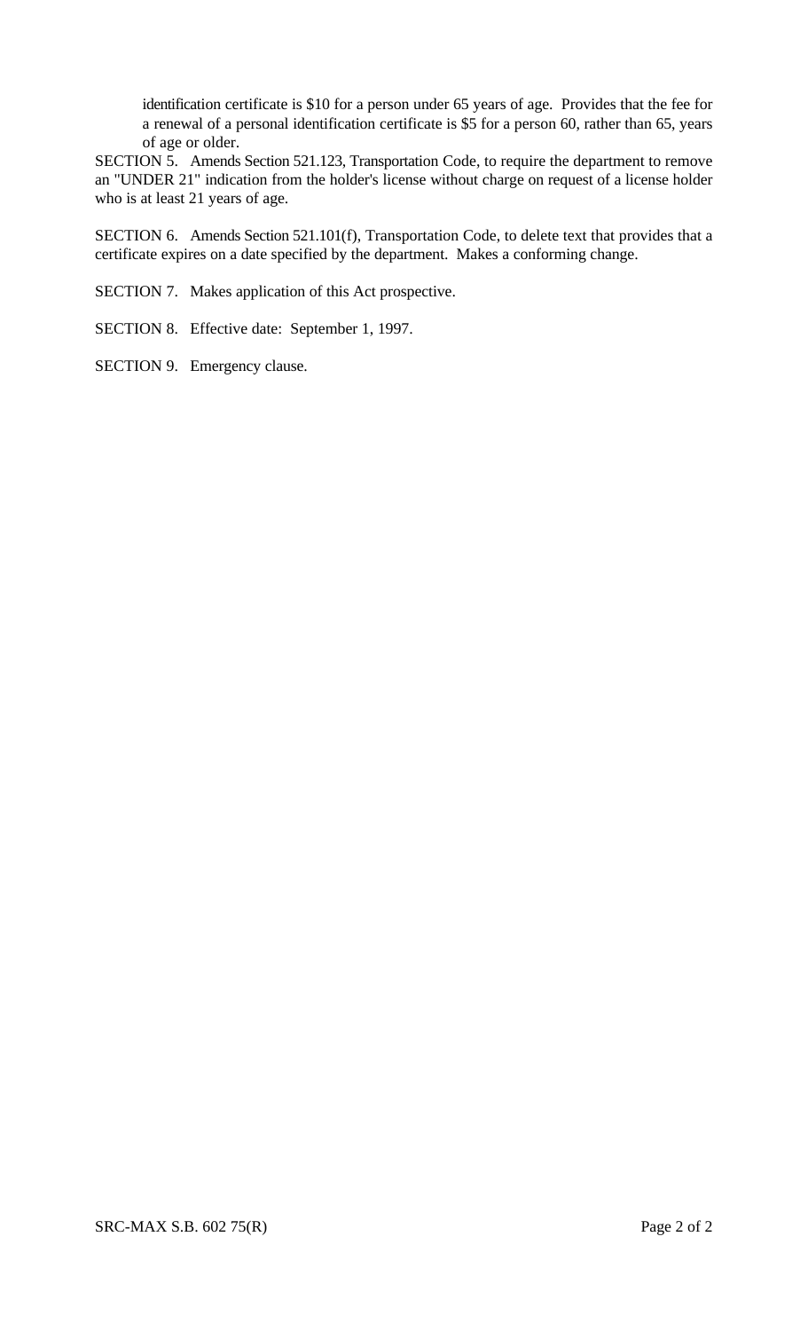identification certificate is $10 for a person under 65 years of age. Provides that the fee for a renewal of a personal identification certificate is $5 for a person 60, rather than 65, years of age or older.

SECTION 5. Amends Section 521.123, Transportation Code, to require the department to remove an "UNDER 21" indication from the holder's license without charge on request of a license holder who is at least 21 years of age.

SECTION 6. Amends Section 521.101(f), Transportation Code, to delete text that provides that a certificate expires on a date specified by the department. Makes a conforming change.

SECTION 7. Makes application of this Act prospective.

SECTION 8. Effective date: September 1, 1997.

SECTION 9. Emergency clause.